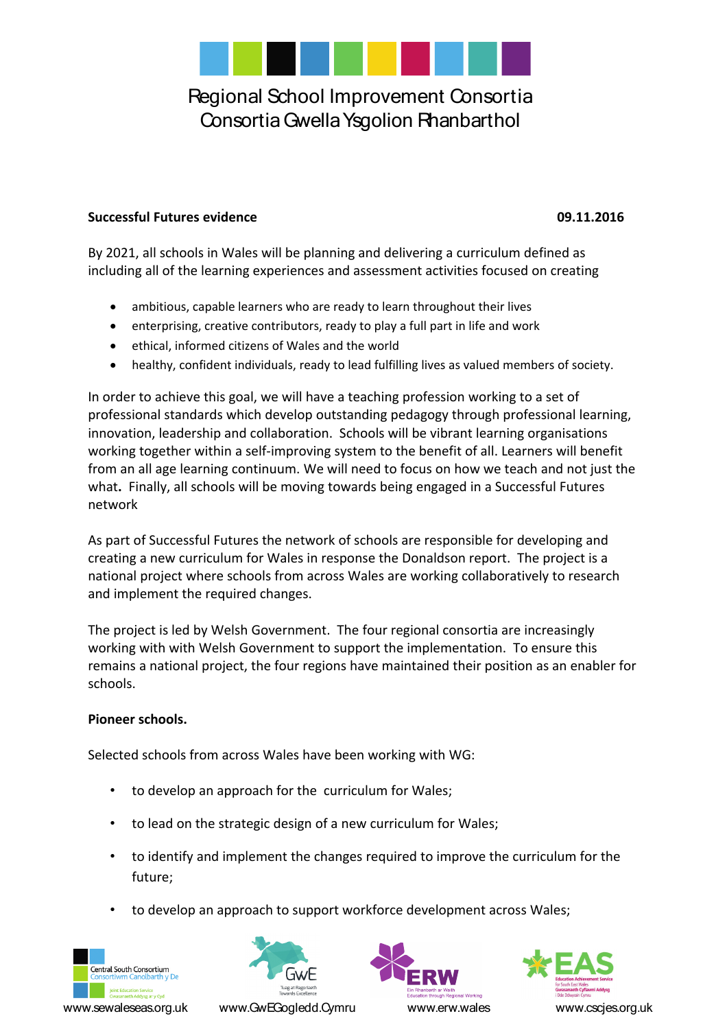# Regional School Improvement Consortia
# Consortia Gwella Ysgolion Rhanbarthol

**Successful Futures evidence** **09.11.2016**

By 2021, all schools in Wales will be planning and delivering a curriculum defined as including all of the learning experiences and assessment activities focused on creating

- ambitious, capable learners who are ready to learn throughout their lives
- enterprising, creative contributors, ready to play a full part in life and work
- ethical, informed citizens of Wales and the world
- healthy, confident individuals, ready to lead fulfilling lives as valued members of society.

In order to achieve this goal, we will have a teaching profession working to a set of professional standards which develop outstanding pedagogy through professional learning, innovation, leadership and collaboration. Schools will be vibrant learning organisations working together within a self-improving system to the benefit of all. Learners will benefit from an all age learning continuum. We will need to focus on how we teach and not just the what**.** Finally, all schools will be moving towards being engaged in a Successful Futures network

As part of Successful Futures the network of schools are responsible for developing and creating a new curriculum for Wales in response the Donaldson report. The project is a national project where schools from across Wales are working collaboratively to research and implement the required changes.

The project is led by Welsh Government. The four regional consortia are increasingly working with with Welsh Government to support the implementation. To ensure this remains a national project, the four regions have maintained their position as an enabler for schools.

**Pioneer schools.**

Selected schools from across Wales have been working with WG:

- to develop an approach for the curriculum for Wales;
- to lead on the strategic design of a new curriculum for Wales;
- to identify and implement the changes required to improve the curriculum for the future;
- to develop an approach to support workforce development across Wales;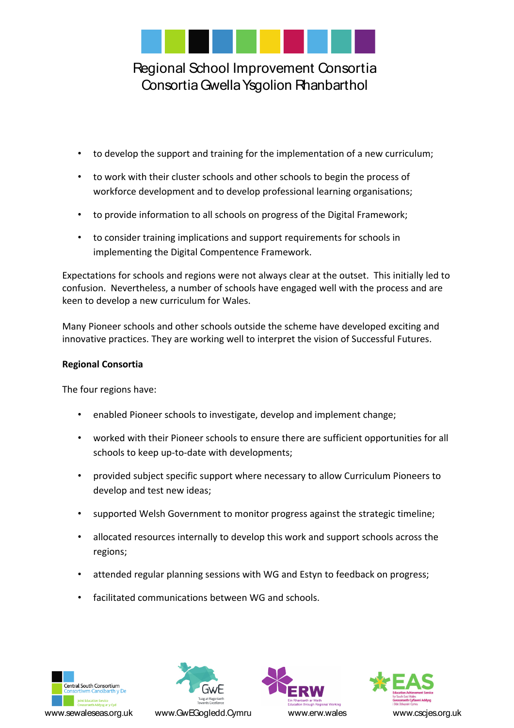- to develop the support and training for the implementation of a new curriculum;
- to work with their cluster schools and other schools to begin the process of workforce development and to develop professional learning organisations;
- to provide information to all schools on progress of the Digital Framework;
- to consider training implications and support requirements for schools in implementing the Digital Compentence Framework.

Expectations for schools and regions were not always clear at the outset. This initially led to confusion. Nevertheless, a number of schools have engaged well with the process and are keen to develop a new curriculum for Wales.

Many Pioneer schools and other schools outside the scheme have developed exciting and innovative practices. They are working well to interpret the vision of Successful Futures.

**Regional Consortia**

The four regions have:

- enabled Pioneer schools to investigate, develop and implement change;
- worked with their Pioneer schools to ensure there are sufficient opportunities for all schools to keep up-to-date with developments;
- provided subject specific support where necessary to allow Curriculum Pioneers to develop and test new ideas;
- supported Welsh Government to monitor progress against the strategic timeline;
- allocated resources internally to develop this work and support schools across the regions;
- attended regular planning sessions with WG and Estyn to feedback on progress;
- facilitated communications between WG and schools.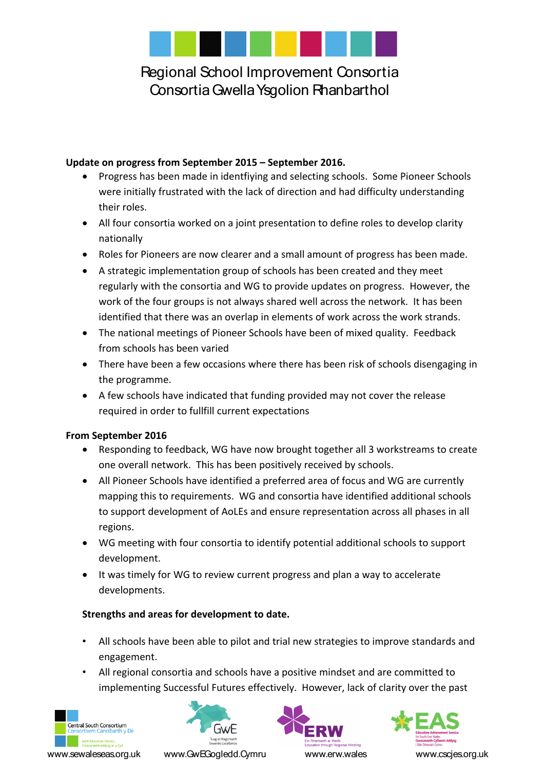**Update on progress from September 2015 – September 2016.**

- Progress has been made in identfiying and selecting schools. Some Pioneer Schools were initially frustrated with the lack of direction and had difficulty understanding their roles.
- All four consortia worked on a joint presentation to define roles to develop clarity nationally
- Roles for Pioneers are now clearer and a small amount of progress has been made.
- A strategic implementation group of schools has been created and they meet regularly with the consortia and WG to provide updates on progress. However, the work of the four groups is not always shared well across the network. It has been identified that there was an overlap in elements of work across the work strands.
- The national meetings of Pioneer Schools have been of mixed quality. Feedback from schools has been varied
- There have been a few occasions where there has been risk of schools disengaging in the programme.
- A few schools have indicated that funding provided may not cover the release required in order to fullfill current expectations

**From September 2016**

- Responding to feedback, WG have now brought together all 3 workstreams to create one overall network. This has been positively received by schools.
- All Pioneer Schools have identified a preferred area of focus and WG are currently mapping this to requirements. WG and consortia have identified additional schools to support development of AoLEs and ensure representation across all phases in all regions.
- WG meeting with four consortia to identify potential additional schools to support development.
- It was timely for WG to review current progress and plan a way to accelerate developments.

**Strengths and areas for development to date.**

- All schools have been able to pilot and trial new strategies to improve standards and engagement.
- All regional consortia and schools have a positive mindset and are committed to implementing Successful Futures effectively. However, lack of clarity over the past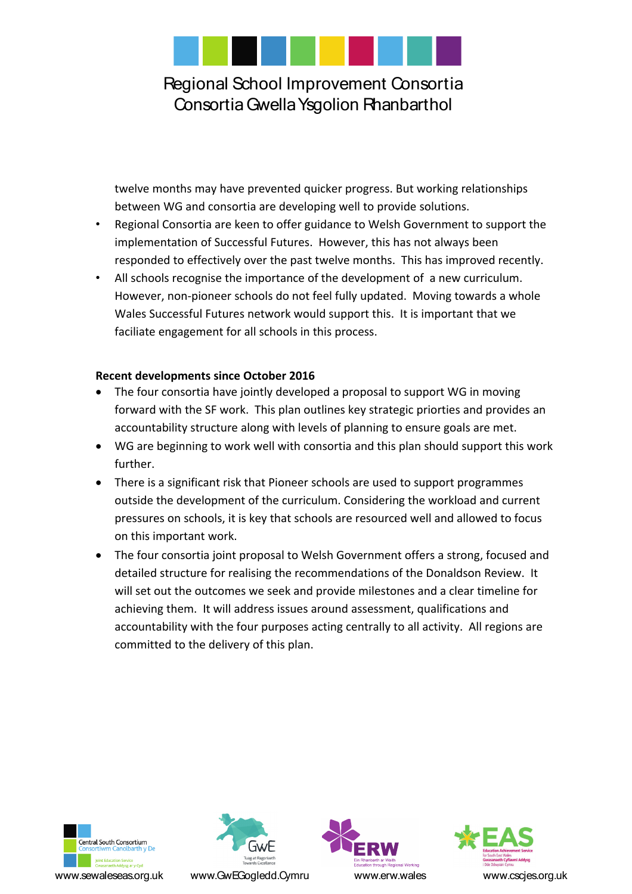twelve months may have prevented quicker progress. But working relationships between WG and consortia are developing well to provide solutions.

- Regional Consortia are keen to offer guidance to Welsh Government to support the implementation of Successful Futures. However, this has not always been responded to effectively over the past twelve months. This has improved recently.
- All schools recognise the importance of the development of a new curriculum. However, non-pioneer schools do not feel fully updated. Moving towards a whole Wales Successful Futures network would support this. It is important that we faciliate engagement for all schools in this process.

**Recent developments since October 2016**

- The four consortia have jointly developed a proposal to support WG in moving forward with the SF work. This plan outlines key strategic priorties and provides an accountability structure along with levels of planning to ensure goals are met.
- WG are beginning to work well with consortia and this plan should support this work further.
- There is a significant risk that Pioneer schools are used to support programmes outside the development of the curriculum. Considering the workload and current pressures on schools, it is key that schools are resourced well and allowed to focus on this important work.
- The four consortia joint proposal to Welsh Government offers a strong, focused and detailed structure for realising the recommendations of the Donaldson Review. It will set out the outcomes we seek and provide milestones and a clear timeline for achieving them. It will address issues around assessment, qualifications and accountability with the four purposes acting centrally to all activity. All regions are committed to the delivery of this plan.